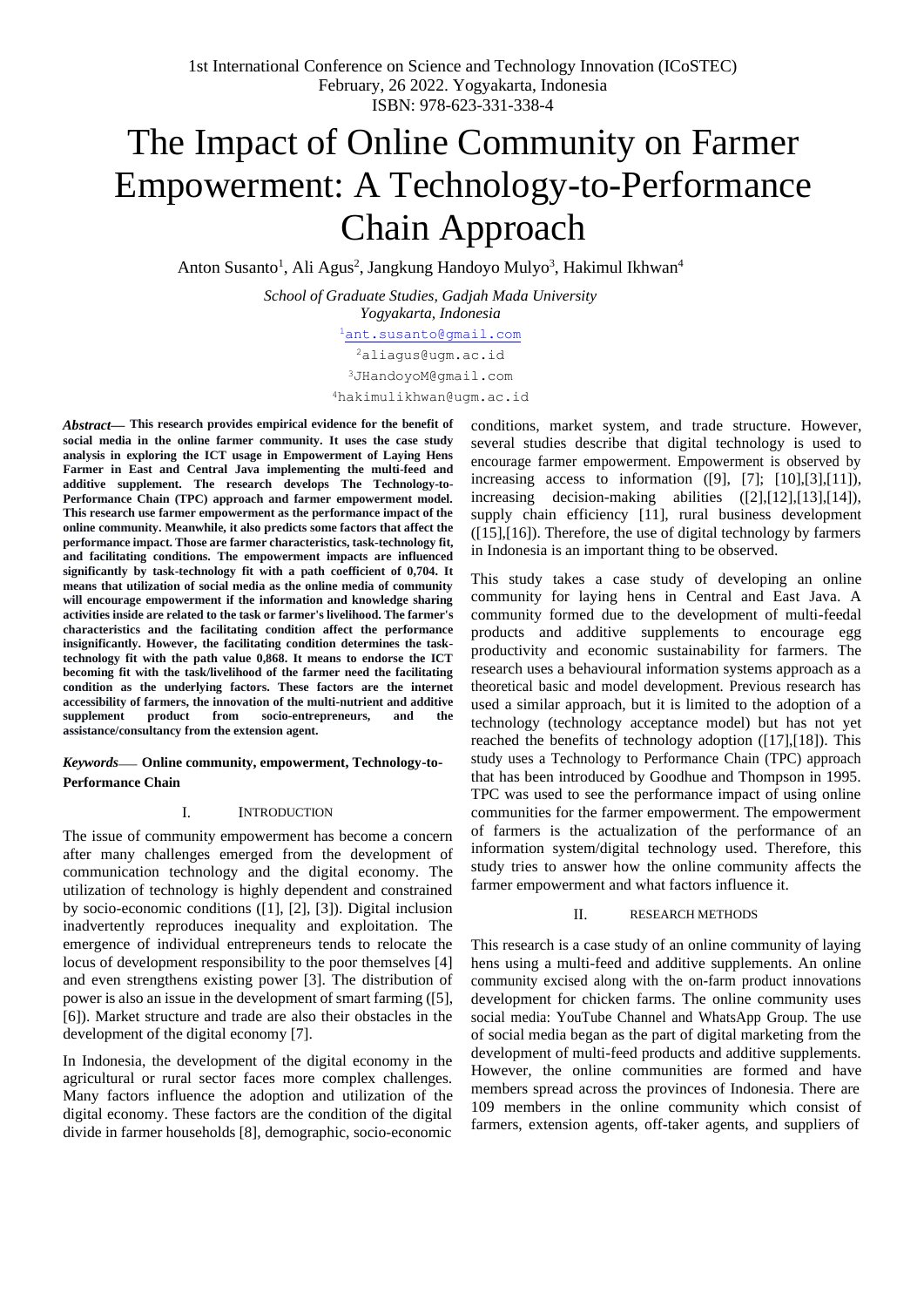1st International Conference on Science and Technology Innovation (ICoSTEC)
February, 26 2022. Yogyakarta, Indonesia
ISBN: 978-623-331-338-4

# The Impact of Online Community on Farmer Empowerment: A Technology-to-Performance Chain Approach

Anton Susanto[1], Ali Agus[2], Jangkung Handoyo Mulyo[3], Hakimul Ikhwan[4]

*School of Graduate Studies, Gadjah Mada University*
*Yogyakarta, Indonesia*

[1]ant.susanto@gmail.com
[2]aliagus@ugm.ac.id
[3]JHandoyoM@gmail.com
[4]hakimulikhwan@ugm.ac.id

***Abstract*— This research provides empirical evidence for the benefit of social media in the online farmer community. It uses the case study analysis in exploring the ICT usage in Empowerment of Laying Hens Farmer in East and Central Java implementing the multi-feed and additive supplement. The research develops The Technology-to-Performance Chain (TPC) approach and farmer empowerment model. This research use farmer empowerment as the performance impact of the online community. Meanwhile, it also predicts some factors that affect the performance impact. Those are farmer characteristics, task-technology fit, and facilitating conditions. The empowerment impacts are influenced significantly by task-technology fit with a path coefficient of 0,704. It means that utilization of social media as the online media of community will encourage empowerment if the information and knowledge sharing activities inside are related to the task or farmer's livelihood. The farmer's characteristics and the facilitating condition affect the performance insignificantly. However, the facilitating condition determines the task-technology fit with the path value 0,868. It means to endorse the ICT becoming fit with the task/livelihood of the farmer need the facilitating condition as the underlying factors. These factors are the internet accessibility of farmers, the innovation of the multi-nutrient and additive supplement product from socio-entrepreneurs, and the assistance/consultancy from the extension agent.**

***Keywords*— Online community, empowerment, Technology-to-Performance Chain**

## I. INTRODUCTION

The issue of community empowerment has become a concern after many challenges emerged from the development of communication technology and the digital economy. The utilization of technology is highly dependent and constrained by socio-economic conditions ([1], [2], [3]). Digital inclusion inadvertently reproduces inequality and exploitation. The emergence of individual entrepreneurs tends to relocate the locus of development responsibility to the poor themselves [4] and even strengthens existing power [3]. The distribution of power is also an issue in the development of smart farming ([5], [6]). Market structure and trade are also their obstacles in the development of the digital economy [7].

In Indonesia, the development of the digital economy in the agricultural or rural sector faces more complex challenges. Many factors influence the adoption and utilization of the digital economy. These factors are the condition of the digital divide in farmer households [8], demographic, socio-economic conditions, market system, and trade structure. However, several studies describe that digital technology is used to encourage farmer empowerment. Empowerment is observed by increasing access to information ([9], [7]; [10],[3],[11]), increasing decision-making abilities ([2],[12],[13],[14]), supply chain efficiency [11], rural business development ([15],[16]). Therefore, the use of digital technology by farmers in Indonesia is an important thing to be observed.

This study takes a case study of developing an online community for laying hens in Central and East Java. A community formed due to the development of multi-feedal products and additive supplements to encourage egg productivity and economic sustainability for farmers. The research uses a behavioural information systems approach as a theoretical basic and model development. Previous research has used a similar approach, but it is limited to the adoption of a technology (technology acceptance model) but has not yet reached the benefits of technology adoption ([17],[18]). This study uses a Technology to Performance Chain (TPC) approach that has been introduced by Goodhue and Thompson in 1995. TPC was used to see the performance impact of using online communities for the farmer empowerment. The empowerment of farmers is the actualization of the performance of an information system/digital technology used. Therefore, this study tries to answer how the online community affects the farmer empowerment and what factors influence it.

## II. RESEARCH METHODS

This research is a case study of an online community of laying hens using a multi-feed and additive supplements. An online community excised along with the on-farm product innovations development for chicken farms. The online community uses social media: YouTube Channel and WhatsApp Group. The use of social media began as the part of digital marketing from the development of multi-feed products and additive supplements. However, the online communities are formed and have members spread across the provinces of Indonesia. There are 109 members in the online community which consist of farmers, extension agents, off-taker agents, and suppliers of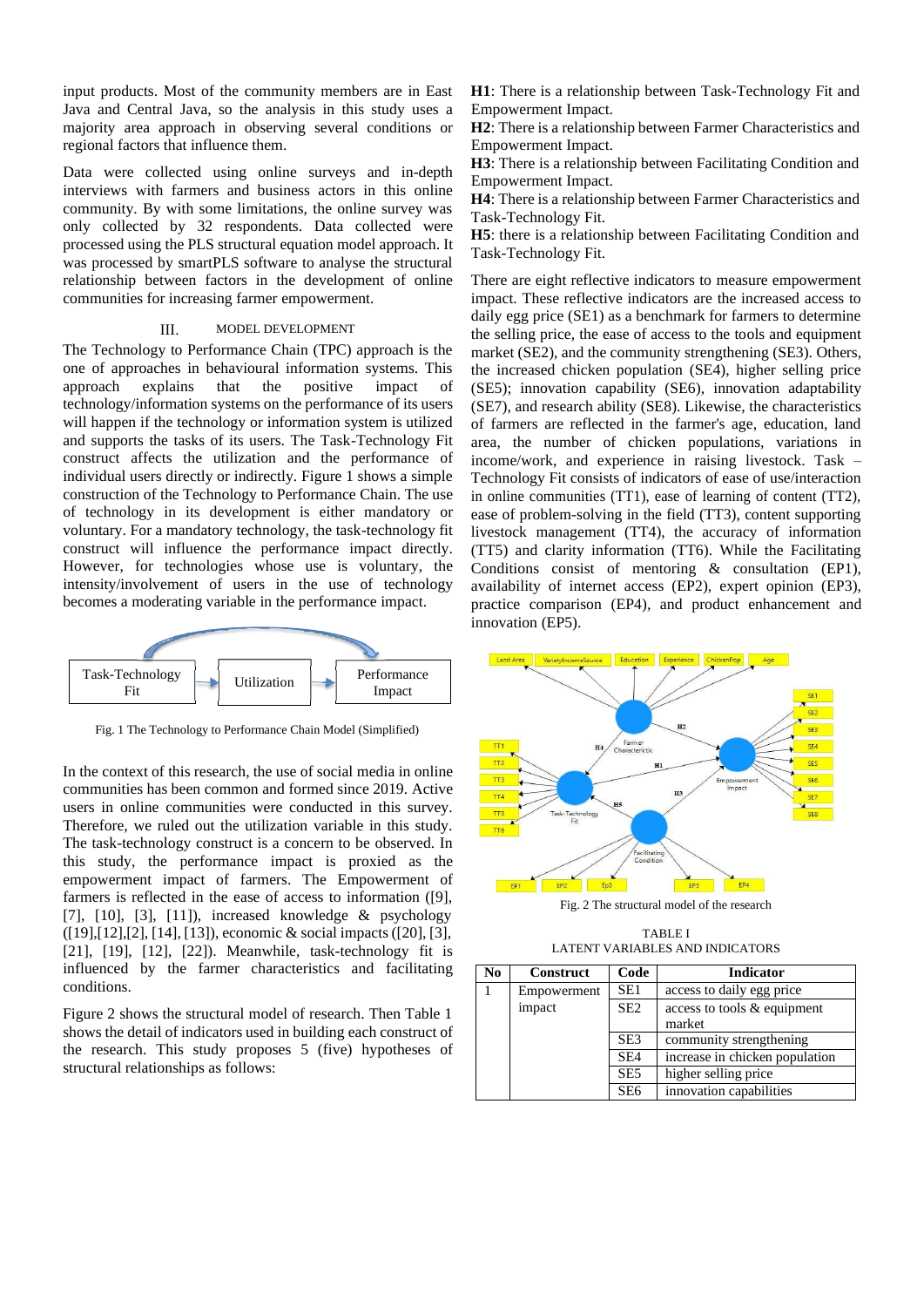input products. Most of the community members are in East Java and Central Java, so the analysis in this study uses a majority area approach in observing several conditions or regional factors that influence them.

Data were collected using online surveys and in-depth interviews with farmers and business actors in this online community. By with some limitations, the online survey was only collected by 32 respondents. Data collected were processed using the PLS structural equation model approach. It was processed by smartPLS software to analyse the structural relationship between factors in the development of online communities for increasing farmer empowerment.

## III. MODEL DEVELOPMENT

The Technology to Performance Chain (TPC) approach is the one of approaches in behavioural information systems. This approach explains that the positive impact of technology/information systems on the performance of its users will happen if the technology or information system is utilized and supports the tasks of its users. The Task-Technology Fit construct affects the utilization and the performance of individual users directly or indirectly. Figure 1 shows a simple construction of the Technology to Performance Chain. The use of technology in its development is either mandatory or voluntary. For a mandatory technology, the task-technology fit construct will influence the performance impact directly. However, for technologies whose use is voluntary, the intensity/involvement of users in the use of technology becomes a moderating variable in the performance impact.

Fig. 1 The Technology to Performance Chain Model (Simplified)

In the context of this research, the use of social media in online communities has been common and formed since 2019. Active users in online communities were conducted in this survey. Therefore, we ruled out the utilization variable in this study. The task-technology construct is a concern to be observed. In this study, the performance impact is proxied as the empowerment impact of farmers. The Empowerment of farmers is reflected in the ease of access to information ([9], [7], [10], [3], [11]), increased knowledge & psychology ([19],[12],[2], [14], [13]), economic & social impacts ([20], [3], [21], [19], [12], [22]). Meanwhile, task-technology fit is influenced by the farmer characteristics and facilitating conditions.

Figure 2 shows the structural model of research. Then Table 1 shows the detail of indicators used in building each construct of the research. This study proposes 5 (five) hypotheses of structural relationships as follows:

**H1**: There is a relationship between Task-Technology Fit and Empowerment Impact.
**H2**: There is a relationship between Farmer Characteristics and Empowerment Impact.
**H3**: There is a relationship between Facilitating Condition and Empowerment Impact.
**H4**: There is a relationship between Farmer Characteristics and Task-Technology Fit.
**H5**: there is a relationship between Facilitating Condition and Task-Technology Fit.

There are eight reflective indicators to measure empowerment impact. These reflective indicators are the increased access to daily egg price (SE1) as a benchmark for farmers to determine the selling price, the ease of access to the tools and equipment market (SE2), and the community strengthening (SE3). Others, the increased chicken population (SE4), higher selling price (SE5); innovation capability (SE6), innovation adaptability (SE7), and research ability (SE8). Likewise, the characteristics of farmers are reflected in the farmer's age, education, land area, the number of chicken populations, variations in income/work, and experience in raising livestock. Task – Technology Fit consists of indicators of ease of use/interaction in online communities (TT1), ease of learning of content (TT2), ease of problem-solving in the field (TT3), content supporting livestock management (TT4), the accuracy of information (TT5) and clarity information (TT6). While the Facilitating Conditions consist of mentoring & consultation (EP1), availability of internet access (EP2), expert opinion (EP3), practice comparison (EP4), and product enhancement and innovation (EP5).

Fig. 2 The structural model of the research

TABLE I
LATENT VARIABLES AND INDICATORS

| No | Construct | Code | Indicator |
|---|---|---|---|
| 1 | Empowerment impact | SE1 | access to daily egg price |
| | | SE2 | access to tools & equipment market |
| | | SE3 | community strengthening |
| | | SE4 | increase in chicken population |
| | | SE5 | higher selling price |
| | | SE6 | innovation capabilities |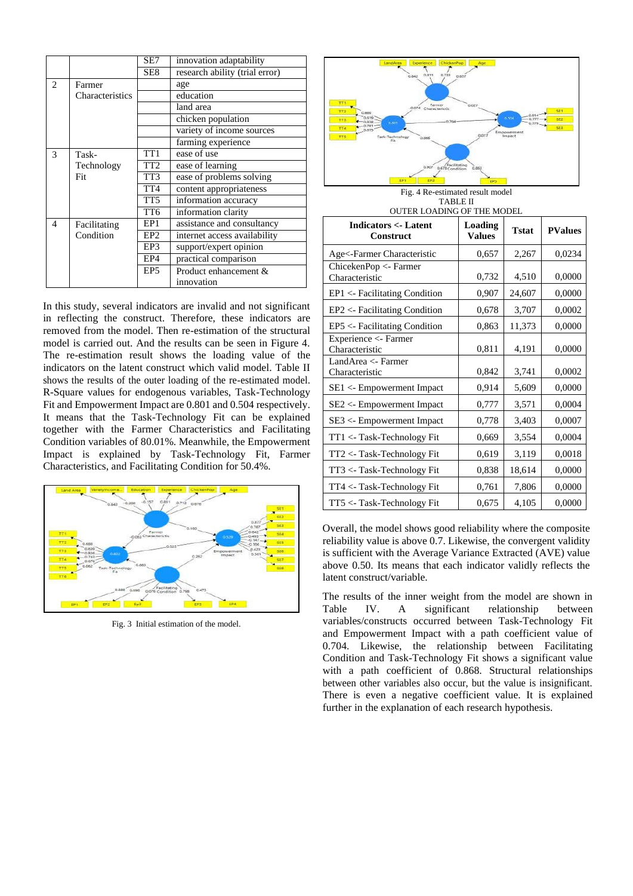| | | SE7 | innovation adaptability |
|---|---|---|---|
| | | SE8 | research ability (trial error) |
| 2 | Farmer Characteristics | | age |
| | | | education |
| | | | land area |
| | | | chicken population |
| | | | variety of income sources |
| | | | farming experience |
| 3 | Task-Technology Fit | TT1 | ease of use |
| | | TT2 | ease of learning |
| | | TT3 | ease of problems solving |
| | | TT4 | content appropriateness |
| | | TT5 | information accuracy |
| | | TT6 | information clarity |
| 4 | Facilitating Condition | EP1 | assistance and consultancy |
| | | EP2 | internet access availability |
| | | EP3 | support/expert opinion |
| | | EP4 | practical comparison |
| | | EP5 | Product enhancement & innovation |

In this study, several indicators are invalid and not significant in reflecting the construct. Therefore, these indicators are removed from the model. Then re-estimation of the structural model is carried out. And the results can be seen in Figure 4. The re-estimation result shows the loading value of the indicators on the latent construct which valid model. Table II shows the results of the outer loading of the re-estimated model. R-Square values for endogenous variables, Task-Technology Fit and Empowerment Impact are 0.801 and 0.504 respectively. It means that the Task-Technology Fit can be explained together with the Farmer Characteristics and Facilitating Condition variables of 80.01%. Meanwhile, the Empowerment Impact is explained by Task-Technology Fit, Farmer Characteristics, and Facilitating Condition for 50.4%.

Fig. 3 Initial estimation of the model.

Fig. 4 Re-estimated result model

TABLE II
OUTER LOADING OF THE MODEL

| Indicators <- Latent Construct | Loading Values | Tstat | PValues |
|---|---|---|---|
| Age<-Farmer Characteristic | 0,657 | 2,267 | 0,0234 |
| ChicekenPop <- Farmer Characteristic | 0,732 | 4,510 | 0,0000 |
| EP1 <- Facilitating Condition | 0,907 | 24,607 | 0,0000 |
| EP2 <- Facilitating Condition | 0,678 | 3,707 | 0,0002 |
| EP5 <- Facilitating Condition | 0,863 | 11,373 | 0,0000 |
| Experience <- Farmer Characteristic | 0,811 | 4,191 | 0,0000 |
| LandArea <- Farmer Characteristic | 0,842 | 3,741 | 0,0002 |
| SE1 <- Empowerment Impact | 0,914 | 5,609 | 0,0000 |
| SE2 <- Empowerment Impact | 0,777 | 3,571 | 0,0004 |
| SE3 <- Empowerment Impact | 0,778 | 3,403 | 0,0007 |
| TT1 <- Task-Technology Fit | 0,669 | 3,554 | 0,0004 |
| TT2 <- Task-Technology Fit | 0,619 | 3,119 | 0,0018 |
| TT3 <- Task-Technology Fit | 0,838 | 18,614 | 0,0000 |
| TT4 <- Task-Technology Fit | 0,761 | 7,806 | 0,0000 |
| TT5 <- Task-Technology Fit | 0,675 | 4,105 | 0,0000 |

Overall, the model shows good reliability where the composite reliability value is above 0.7. Likewise, the convergent validity is sufficient with the Average Variance Extracted (AVE) value above 0.50. Its means that each indicator validly reflects the latent construct/variable.

The results of the inner weight from the model are shown in Table IV. A significant relationship between variables/constructs occurred between Task-Technology Fit and Empowerment Impact with a path coefficient value of 0.704. Likewise, the relationship between Facilitating Condition and Task-Technology Fit shows a significant value with a path coefficient of 0.868. Structural relationships between other variables also occur, but the value is insignificant. There is even a negative coefficient value. It is explained further in the explanation of each research hypothesis.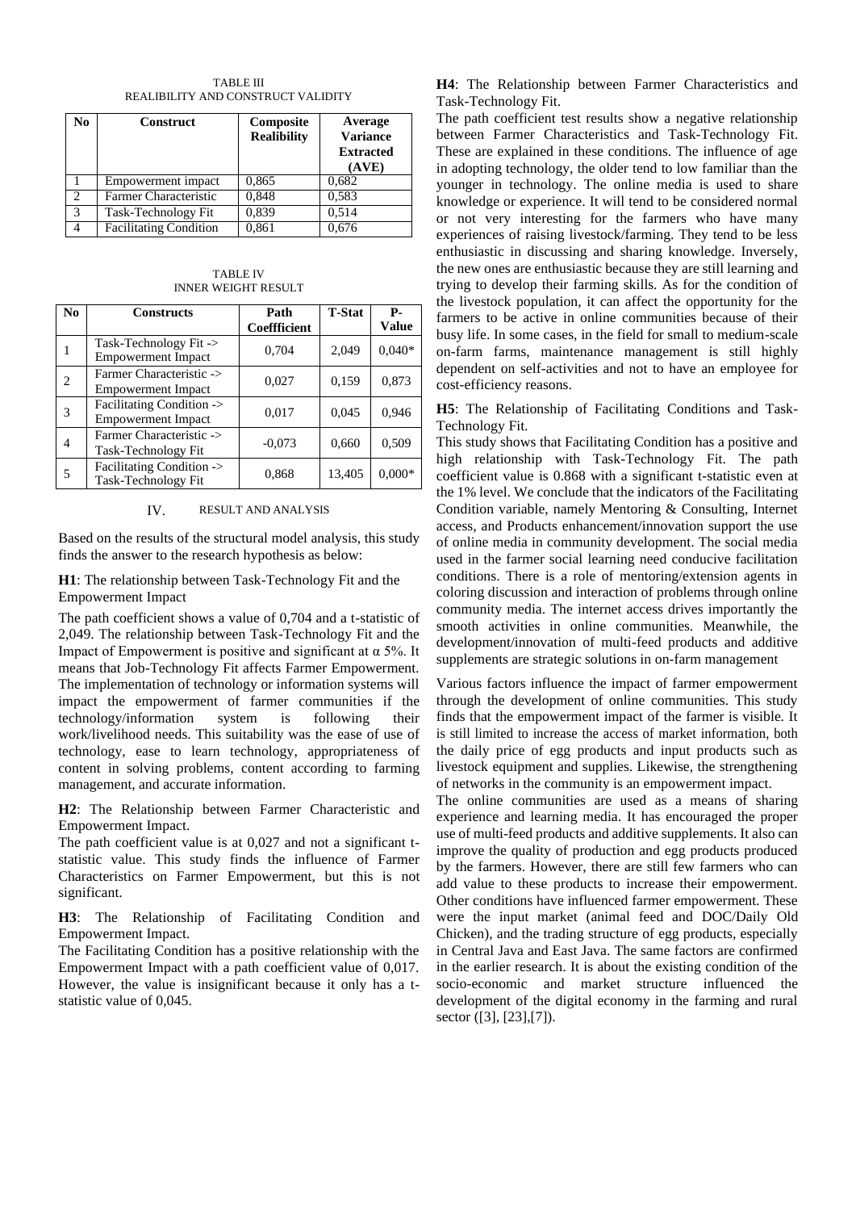TABLE III
REALIBILITY AND CONSTRUCT VALIDITY

| No | Construct | Composite Realibility | Average Variance Extracted (AVE) |
|---|---|---|---|
| 1 | Empowerment impact | 0,865 | 0,682 |
| 2 | Farmer Characteristic | 0,848 | 0,583 |
| 3 | Task-Technology Fit | 0,839 | 0,514 |
| 4 | Facilitating Condition | 0,861 | 0,676 |

TABLE IV
INNER WEIGHT RESULT

| No | Constructs | Path Coeffficient | T-Stat | P-Value |
|---|---|---|---|---|
| 1 | Task-Technology Fit -> Empowerment Impact | 0,704 | 2,049 | 0,040* |
| 2 | Farmer Characteristic -> Empowerment Impact | 0,027 | 0,159 | 0,873 |
| 3 | Facilitating Condition -> Empowerment Impact | 0,017 | 0,045 | 0,946 |
| 4 | Farmer Characteristic -> Task-Technology Fit | -0,073 | 0,660 | 0,509 |
| 5 | Facilitating Condition -> Task-Technology Fit | 0,868 | 13,405 | 0,000* |

## IV. RESULT AND ANALYSIS

Based on the results of the structural model analysis, this study finds the answer to the research hypothesis as below:

**H1**: The relationship between Task-Technology Fit and the Empowerment Impact

The path coefficient shows a value of 0,704 and a t-statistic of 2,049. The relationship between Task-Technology Fit and the Impact of Empowerment is positive and significant at $\alpha$ 5%. It means that Job-Technology Fit affects Farmer Empowerment. The implementation of technology or information systems will impact the empowerment of farmer communities if the technology/information system is following their work/livelihood needs. This suitability was the ease of use of technology, ease to learn technology, appropriateness of content in solving problems, content according to farming management, and accurate information.

**H2**: The Relationship between Farmer Characteristic and Empowerment Impact.

The path coefficient value is at 0,027 and not a significant t-statistic value. This study finds the influence of Farmer Characteristics on Farmer Empowerment, but this is not significant.

**H3**: The Relationship of Facilitating Condition and Empowerment Impact.

The Facilitating Condition has a positive relationship with the Empowerment Impact with a path coefficient value of 0,017. However, the value is insignificant because it only has a t-statistic value of 0,045.

**H4**: The Relationship between Farmer Characteristics and Task-Technology Fit.

The path coefficient test results show a negative relationship between Farmer Characteristics and Task-Technology Fit. These are explained in these conditions. The influence of age in adopting technology, the older tend to low familiar than the younger in technology. The online media is used to share knowledge or experience. It will tend to be considered normal or not very interesting for the farmers who have many experiences of raising livestock/farming. They tend to be less enthusiastic in discussing and sharing knowledge. Inversely, the new ones are enthusiastic because they are still learning and trying to develop their farming skills. As for the condition of the livestock population, it can affect the opportunity for the farmers to be active in online communities because of their busy life. In some cases, in the field for small to medium-scale on-farm farms, maintenance management is still highly dependent on self-activities and not to have an employee for cost-efficiency reasons.

**H5**: The Relationship of Facilitating Conditions and Task-Technology Fit.

This study shows that Facilitating Condition has a positive and high relationship with Task-Technology Fit. The path coefficient value is 0.868 with a significant t-statistic even at the 1% level. We conclude that the indicators of the Facilitating Condition variable, namely Mentoring & Consulting, Internet access, and Products enhancement/innovation support the use of online media in community development. The social media used in the farmer social learning need conducive facilitation conditions. There is a role of mentoring/extension agents in coloring discussion and interaction of problems through online community media. The internet access drives importantly the smooth activities in online communities. Meanwhile, the development/innovation of multi-feed products and additive supplements are strategic solutions in on-farm management

Various factors influence the impact of farmer empowerment through the development of online communities. This study finds that the empowerment impact of the farmer is visible. It is still limited to increase the access of market information, both the daily price of egg products and input products such as livestock equipment and supplies. Likewise, the strengthening of networks in the community is an empowerment impact.

The online communities are used as a means of sharing experience and learning media. It has encouraged the proper use of multi-feed products and additive supplements. It also can improve the quality of production and egg products produced by the farmers. However, there are still few farmers who can add value to these products to increase their empowerment. Other conditions have influenced farmer empowerment. These were the input market (animal feed and DOC/Daily Old Chicken), and the trading structure of egg products, especially in Central Java and East Java. The same factors are confirmed in the earlier research. It is about the existing condition of the socio-economic and market structure influenced the development of the digital economy in the farming and rural sector ([3], [23],[7]).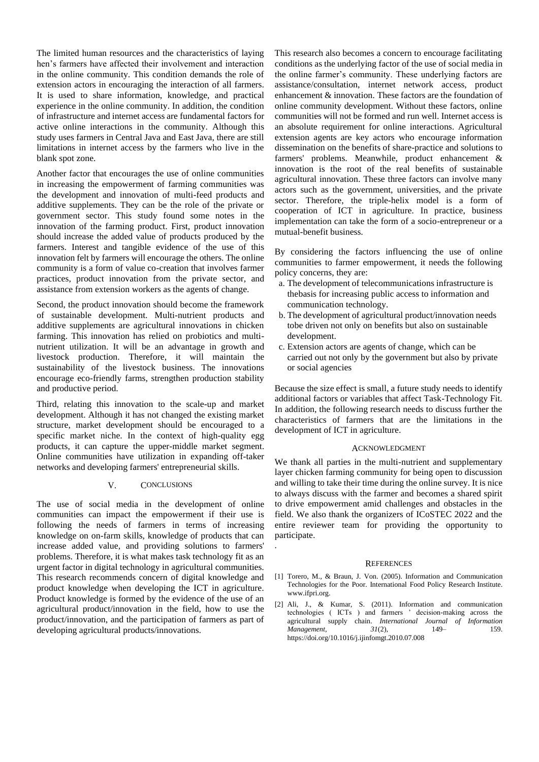The limited human resources and the characteristics of laying hen's farmers have affected their involvement and interaction in the online community. This condition demands the role of extension actors in encouraging the interaction of all farmers. It is used to share information, knowledge, and practical experience in the online community. In addition, the condition of infrastructure and internet access are fundamental factors for active online interactions in the community. Although this study uses farmers in Central Java and East Java, there are still limitations in internet access by the farmers who live in the blank spot zone.

Another factor that encourages the use of online communities in increasing the empowerment of farming communities was the development and innovation of multi-feed products and additive supplements. They can be the role of the private or government sector. This study found some notes in the innovation of the farming product. First, product innovation should increase the added value of products produced by the farmers. Interest and tangible evidence of the use of this innovation felt by farmers will encourage the others. The online community is a form of value co-creation that involves farmer practices, product innovation from the private sector, and assistance from extension workers as the agents of change.

Second, the product innovation should become the framework of sustainable development. Multi-nutrient products and additive supplements are agricultural innovations in chicken farming. This innovation has relied on probiotics and multi-nutrient utilization. It will be an advantage in growth and livestock production. Therefore, it will maintain the sustainability of the livestock business. The innovations encourage eco-friendly farms, strengthen production stability and productive period.

Third, relating this innovation to the scale-up and market development. Although it has not changed the existing market structure, market development should be encouraged to a specific market niche. In the context of high-quality egg products, it can capture the upper-middle market segment. Online communities have utilization in expanding off-taker networks and developing farmers' entrepreneurial skills.

## V. CONCLUSIONS

The use of social media in the development of online communities can impact the empowerment if their use is following the needs of farmers in terms of increasing knowledge on on-farm skills, knowledge of products that can increase added value, and providing solutions to farmers' problems. Therefore, it is what makes task technology fit as an urgent factor in digital technology in agricultural communities. This research recommends concern of digital knowledge and product knowledge when developing the ICT in agriculture. Product knowledge is formed by the evidence of the use of an agricultural product/innovation in the field, how to use the product/innovation, and the participation of farmers as part of developing agricultural products/innovations.

This research also becomes a concern to encourage facilitating conditions as the underlying factor of the use of social media in the online farmer's community. These underlying factors are assistance/consultation, internet network access, product enhancement & innovation. These factors are the foundation of online community development. Without these factors, online communities will not be formed and run well. Internet access is an absolute requirement for online interactions. Agricultural extension agents are key actors who encourage information dissemination on the benefits of share-practice and solutions to farmers' problems. Meanwhile, product enhancement & innovation is the root of the real benefits of sustainable agricultural innovation. These three factors can involve many actors such as the government, universities, and the private sector. Therefore, the triple-helix model is a form of cooperation of ICT in agriculture. In practice, business implementation can take the form of a socio-entrepreneur or a mutual-benefit business.

By considering the factors influencing the use of online communities to farmer empowerment, it needs the following policy concerns, they are:

a. The development of telecommunications infrastructure is thebasis for increasing public access to information and communication technology.
b. The development of agricultural product/innovation needs tobe driven not only on benefits but also on sustainable development.
c. Extension actors are agents of change, which can be carried out not only by the government but also by private or social agencies

Because the size effect is small, a future study needs to identify additional factors or variables that affect Task-Technology Fit. In addition, the following research needs to discuss further the characteristics of farmers that are the limitations in the development of ICT in agriculture.

## ACKNOWLEDGMENT

We thank all parties in the multi-nutrient and supplementary layer chicken farming community for being open to discussion and willing to take their time during the online survey. It is nice to always discuss with the farmer and becomes a shared spirit to drive empowerment amid challenges and obstacles in the field. We also thank the organizers of ICoSTEC 2022 and the entire reviewer team for providing the opportunity to participate.

## REFERENCES

[1] Torero, M., & Braun, J. Von. (2005). Information and Communication Technologies for the Poor. International Food Policy Research Institute. www.ifpri.org.

[2] Ali, J., & Kumar, S. (2011). Information and communication technologies ( ICTs ) and farmers ' decision-making across the agricultural supply chain. *International Journal of Information Management*, *31*(2), 149– 159. https://doi.org/10.1016/j.ijinfomgt.2010.07.008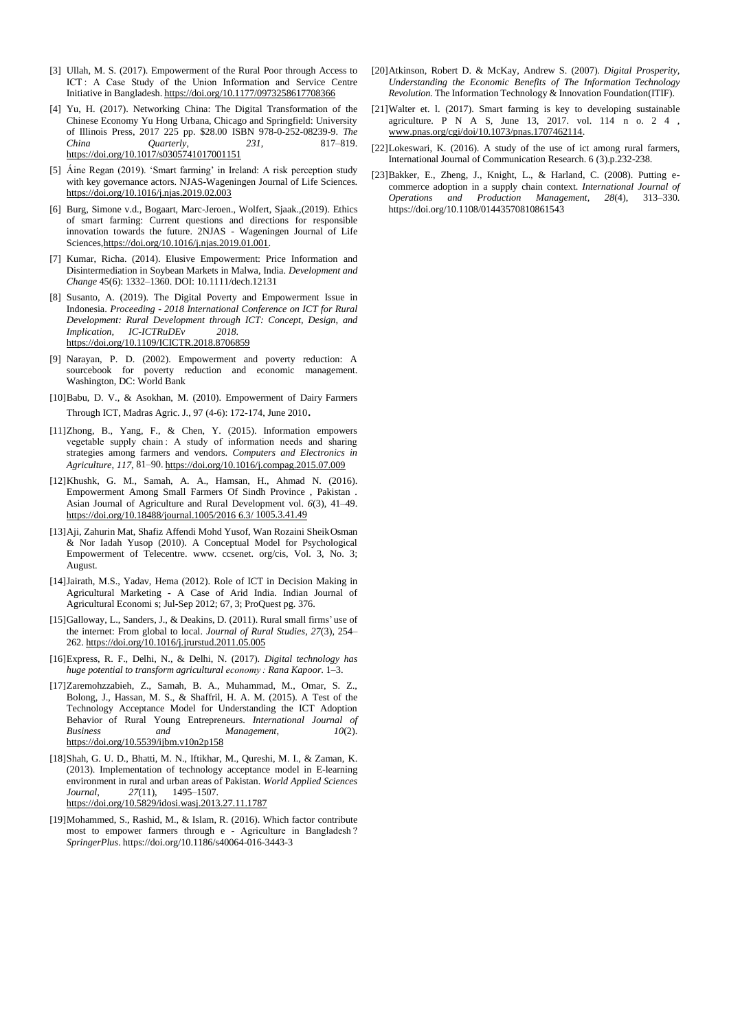[3] Ullah, M. S. (2017). Empowerment of the Rural Poor through Access to ICT : A Case Study of the Union Information and Service Centre Initiative in Bangladesh. https://doi.org/10.1177/0973258617708366

[4] Yu, H. (2017). Networking China: The Digital Transformation of the Chinese Economy Yu Hong Urbana, Chicago and Springfield: University of Illinois Press, 2017 225 pp. $28.00 ISBN 978-0-252-08239-9. *The China Quarterly*, *231*, 817–819. https://doi.org/10.1017/s0305741017001151

[5] Áine Regan (2019). 'Smart farming' in Ireland: A risk perception study with key governance actors. NJAS-Wageningen Journal of Life Sciences. https://doi.org/10.1016/j.njas.2019.02.003

[6] Burg, Simone v.d., Bogaart, Marc-Jeroen., Wolfert, Sjaak.,(2019). Ethics of smart farming: Current questions and directions for responsible innovation towards the future. 2NJAS - Wageningen Journal of Life Sciences,https://doi.org/10.1016/j.njas.2019.01.001.

[7] Kumar, Richa. (2014). Elusive Empowerment: Price Information and Disintermediation in Soybean Markets in Malwa, India. *Development and Change* 45(6): 1332–1360. DOI: 10.1111/dech.12131

[8] Susanto, A. (2019). The Digital Poverty and Empowerment Issue in Indonesia. *Proceeding - 2018 International Conference on ICT for Rural Development: Rural Development through ICT: Concept, Design, and Implication, IC-ICTRuDEv 2018*. https://doi.org/10.1109/ICICTR.2018.8706859

[9] Narayan, P. D. (2002). Empowerment and poverty reduction: A sourcebook for poverty reduction and economic management. Washington, DC: World Bank

[10]Babu, D. V., & Asokhan, M. (2010). Empowerment of Dairy Farmers Through ICT, Madras Agric. J., 97 (4-6): 172-174, June 2010.

[11]Zhong, B., Yang, F., & Chen, Y. (2015). Information empowers vegetable supply chain : A study of information needs and sharing strategies among farmers and vendors. *Computers and Electronics in Agriculture*, *117*, 81–90. https://doi.org/10.1016/j.compag.2015.07.009

[12]Khushk, G. M., Samah, A. A., Hamsan, H., Ahmad N. (2016). Empowerment Among Small Farmers Of Sindh Province , Pakistan . Asian Journal of Agriculture and Rural Development vol. *6*(3), 41–49. https://doi.org/10.18488/journal.1005/2016 6.3/ 1005.3.41.49

[13]Aji, Zahurin Mat, Shafiz Affendi Mohd Yusof, Wan Rozaini SheikOsman & Nor Iadah Yusop (2010). A Conceptual Model for Psychological Empowerment of Telecentre. www. ccsenet. org/cis, Vol. 3, No. 3; August.

[14]Jairath, M.S., Yadav, Hema (2012). Role of ICT in Decision Making in Agricultural Marketing - A Case of Arid India. Indian Journal of Agricultural Economi s; Jul-Sep 2012; 67, 3; ProQuest pg. 376.

[15]Galloway, L., Sanders, J., & Deakins, D. (2011). Rural small firms' use of the internet: From global to local. *Journal of Rural Studies*, *27*(3), 254–262. https://doi.org/10.1016/j.jrurstud.2011.05.005

[16]Express, R. F., Delhi, N., & Delhi, N. (2017). *Digital technology has huge potential to transform agricultural economy : Rana Kapoor*. 1–3.

[17]Zaremohzzabieh, Z., Samah, B. A., Muhammad, M., Omar, S. Z., Bolong, J., Hassan, M. S., & Shaffril, H. A. M. (2015). A Test of the Technology Acceptance Model for Understanding the ICT Adoption Behavior of Rural Young Entrepreneurs. *International Journal of Business and Management*, *10*(2). https://doi.org/10.5539/ijbm.v10n2p158

[18]Shah, G. U. D., Bhatti, M. N., Iftikhar, M., Qureshi, M. I., & Zaman, K. (2013). Implementation of technology acceptance model in E-learning environment in rural and urban areas of Pakistan. *World Applied Sciences Journal*, *27*(11), 1495–1507. https://doi.org/10.5829/idosi.wasj.2013.27.11.1787

[19]Mohammed, S., Rashid, M., & Islam, R. (2016). Which factor contribute most to empower farmers through e - Agriculture in Bangladesh ? *SpringerPlus*. https://doi.org/10.1186/s40064-016-3443-3

[20]Atkinson, Robert D. & McKay, Andrew S. (2007). *Digital Prosperity, Understanding the Economic Benefits of The Information Technology Revolution.* The Information Technology & Innovation Foundation(ITIF).

[21]Walter et. l. (2017). Smart farming is key to developing sustainable agriculture. P N A S, June 13, 2017. vol. 114 n o. 2 4 , www.pnas.org/cgi/doi/10.1073/pnas.1707462114.

[22]Lokeswari, K. (2016). A study of the use of ict among rural farmers, International Journal of Communication Research. 6 (3).p.232-238.

[23]Bakker, E., Zheng, J., Knight, L., & Harland, C. (2008). Putting e-commerce adoption in a supply chain context. *International Journal of Operations and Production Management*, *28*(4), 313–330. https://doi.org/10.1108/01443570810861543